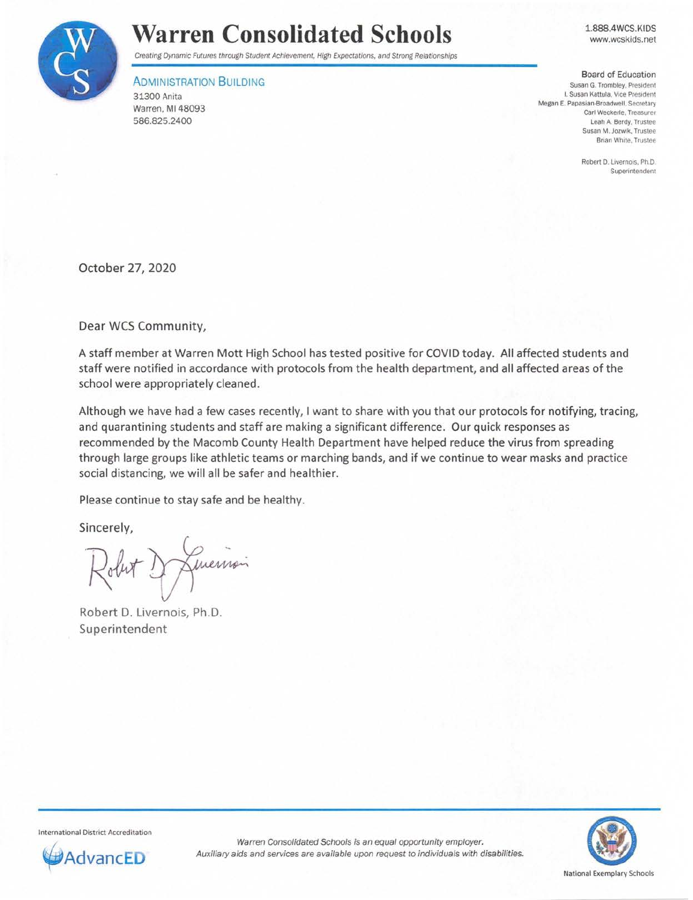# Warren Consolidated Schools

*Creating Dynamic Futures through Student Achievement, High Expectations, and Strong Relationships*

1.888.4WCS.KIDS
www.wcskids.net

ADMINISTRATION BUILDING
31300 Anita
Warren, MI 48093
586.825.2400

**Board of Education**
Susan G. Trombley, President
I. Susan Kattula, Vice President
Megan E. Papasian-Broadwell, Secretary
Carl Weckerle, Treasurer
Leah A. Berdy, Trustee
Susan M. Jozwik, Trustee
Brian White, Trustee

Robert D. Livernois, Ph.D.
Superintendent

October 27, 2020

Dear WCS Community,

A staff member at Warren Mott High School has tested positive for COVID today. All affected students and staff were notified in accordance with protocols from the health department, and all affected areas of the school were appropriately cleaned.

Although we have had a few cases recently, I want to share with you that our protocols for notifying, tracing, and quarantining students and staff are making a significant difference. Our quick responses as recommended by the Macomb County Health Department have helped reduce the virus from spreading through large groups like athletic teams or marching bands, and if we continue to wear masks and practice social distancing, we will all be safer and healthier.

Please continue to stay safe and be healthy.

Sincerely,

Robert D. Livernois, Ph.D.
Superintendent

International District Accreditation
AdvancED

*Warren Consolidated Schools is an equal opportunity employer.*
*Auxiliary aids and services are available upon request to individuals with disabilities.*

National Exemplary Schools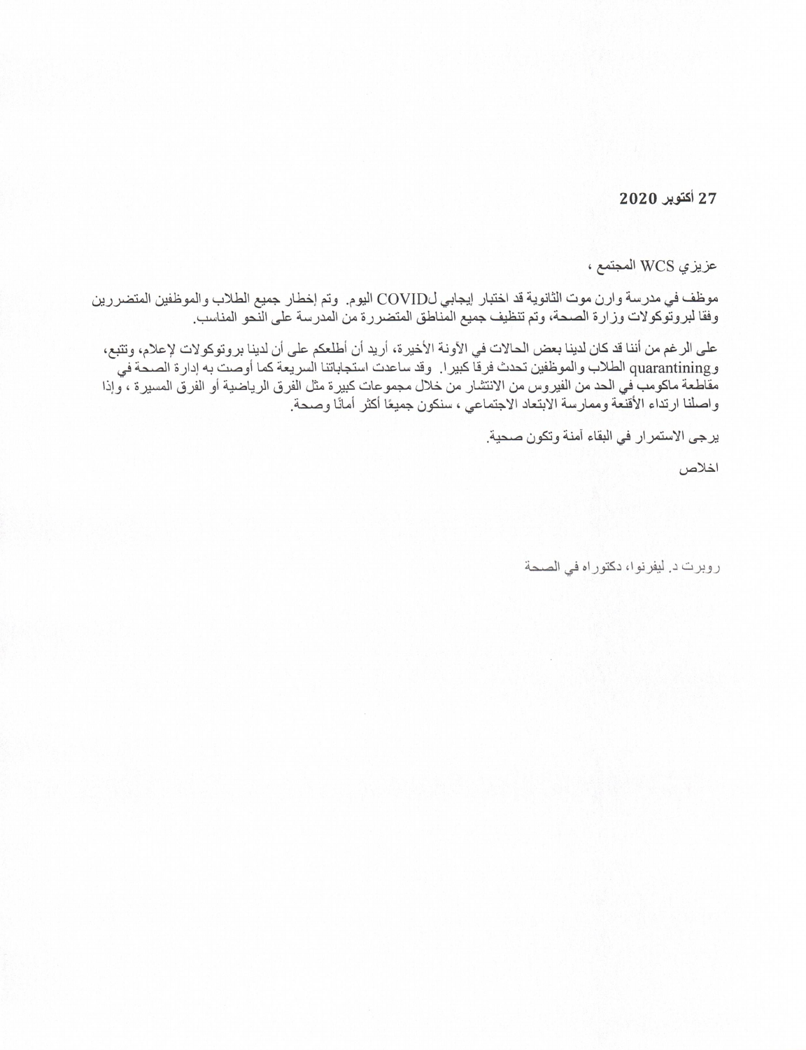**27 أكتوبر 2020**

عزيزي WCS المجتمع ،

موظف في مدرسة وارن موت الثانوية قد اختبار إيجابي لCOVID اليوم. وتم إخطار جميع الطلاب والموظفين المتضررين وفقا لبروتوكولات وزارة الصحة، وتم تنظيف جميع المناطق المتضررة من المدرسة على النحو المناسب.

على الرغم من أننا قد كان لدينا بعض الحالات في الآونة الأخيرة، أريد أن أطلعكم على أن لدينا بروتوكولات لإعلام، وتتبع، وquarantining الطلاب والموظفين تحدث فرقا كبيرا. وقد ساعدت استجاباتنا السريعة كما أوصت به إدارة الصحة في مقاطعة ماكومب في الحد من الفيروس من الانتشار من خلال مجموعات كبيرة مثل الفرق الرياضية أو الفرق المسيرة ، وإذا واصلنا ارتداء الأقنعة وممارسة الابتعاد الاجتماعي ، سنكون جميعًا أكثر أمانًا وصحة.

يرجى الاستمرار في البقاء آمنة وتكون صحية.

اخلاص

روبرت د. ليفرنوا، دكتوراه في الصحة